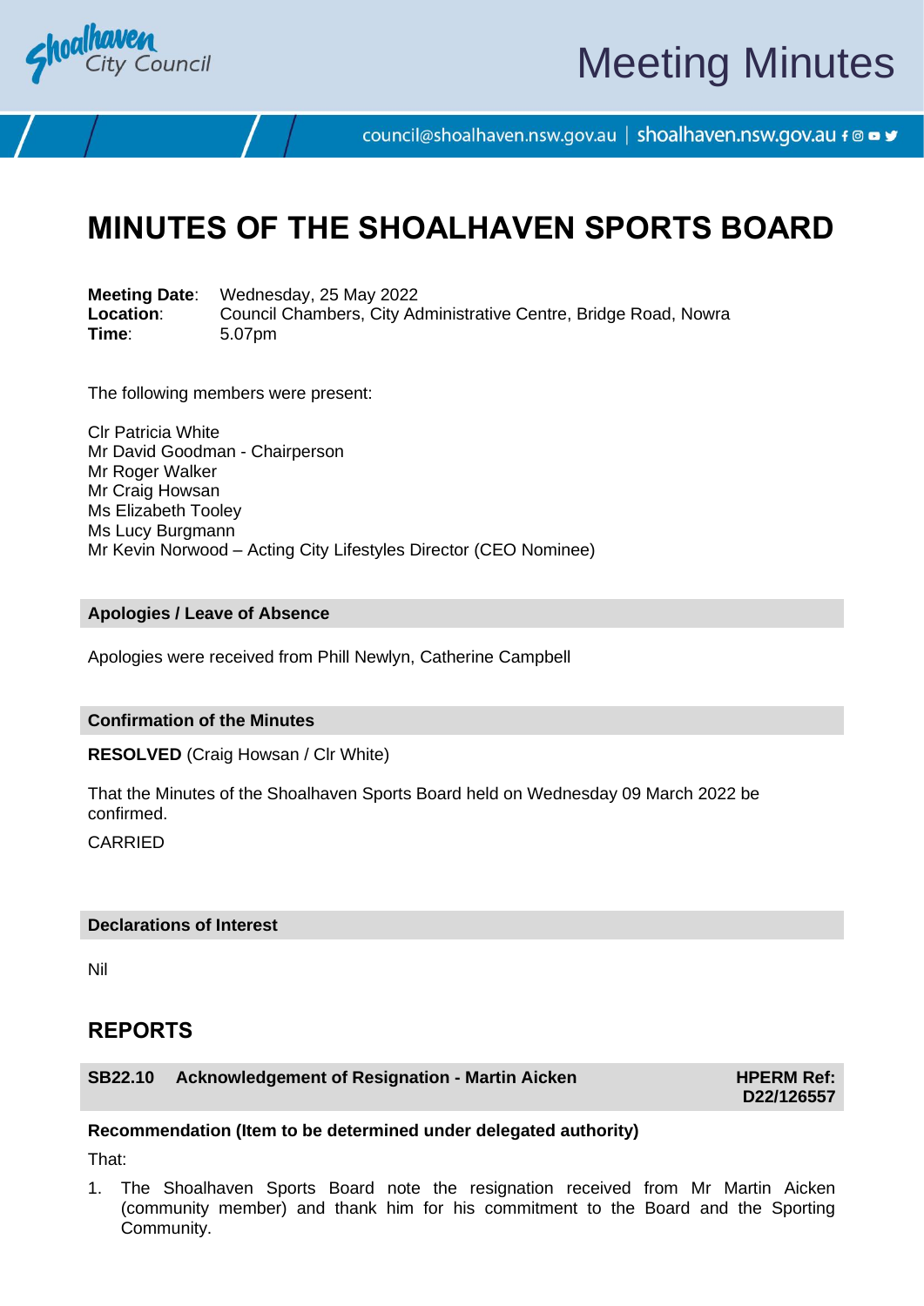# MINUTES OF THE SHOALHAVEN SPORTS BOARD

**Meeting Date**: Wednesday, 25 May 2022
**Location**: Council Chambers, City Administrative Centre, Bridge Road, Nowra
**Time**: 5.07pm

The following members were present:

Clr Patricia White
Mr David Goodman - Chairperson
Mr Roger Walker
Mr Craig Howsan
Ms Elizabeth Tooley
Ms Lucy Burgmann
Mr Kevin Norwood – Acting City Lifestyles Director (CEO Nominee)

### Apologies / Leave of Absence

Apologies were received from Phill Newlyn, Catherine Campbell

### Confirmation of the Minutes

**RESOLVED** (Craig Howsan / Clr White)

That the Minutes of the Shoalhaven Sports Board held on Wednesday 09 March 2022 be confirmed.

CARRIED

### Declarations of Interest

Nil

## REPORTS

### SB22.10 Acknowledgement of Resignation - Martin Aicken — HPERM Ref: D22/126557

**Recommendation (Item to be determined under delegated authority)**

That:

1. The Shoalhaven Sports Board note the resignation received from Mr Martin Aicken (community member) and thank him for his commitment to the Board and the Sporting Community.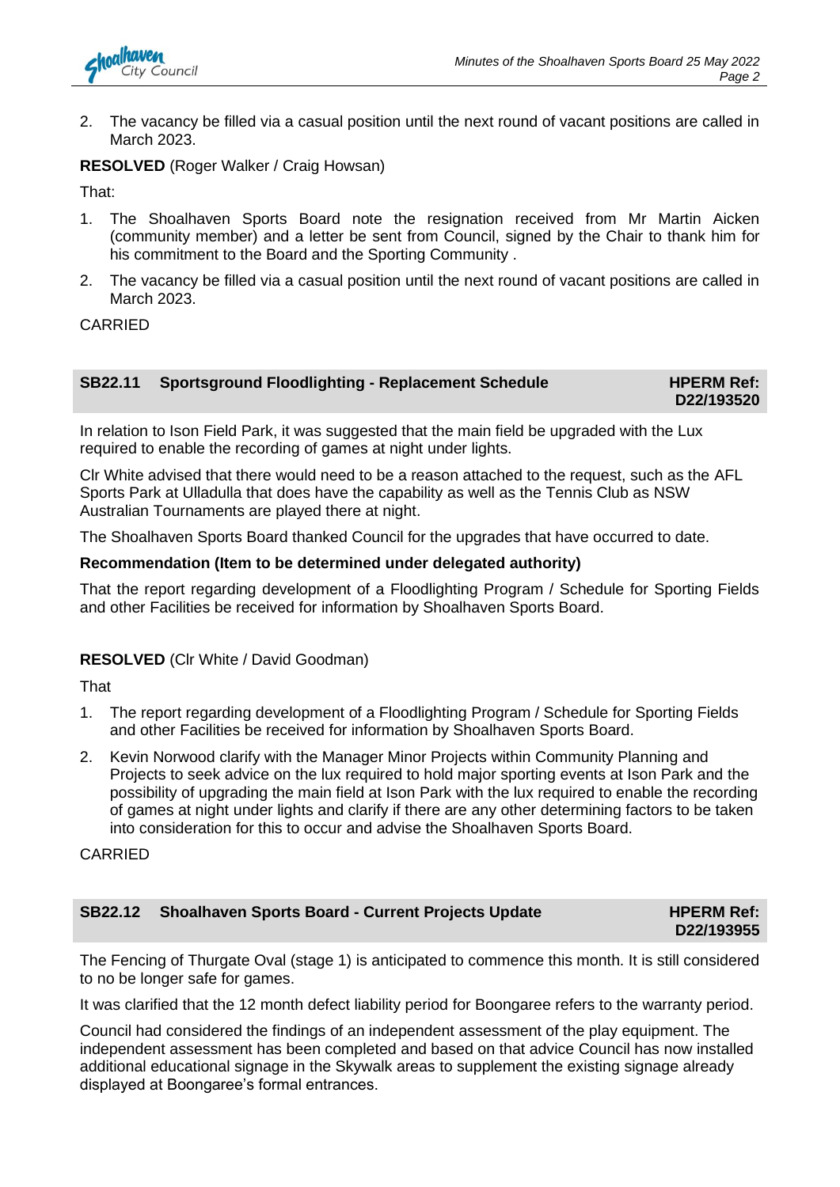2. The vacancy be filled via a casual position until the next round of vacant positions are called in March 2023.

**RESOLVED** (Roger Walker / Craig Howsan)

That:

1. The Shoalhaven Sports Board note the resignation received from Mr Martin Aicken (community member) and a letter be sent from Council, signed by the Chair to thank him for his commitment to the Board and the Sporting Community .
2. The vacancy be filled via a casual position until the next round of vacant positions are called in March 2023.

CARRIED

## SB22.11 Sportsground Floodlighting - Replacement Schedule — HPERM Ref: D22/193520

In relation to Ison Field Park, it was suggested that the main field be upgraded with the Lux required to enable the recording of games at night under lights.

Clr White advised that there would need to be a reason attached to the request, such as the AFL Sports Park at Ulladulla that does have the capability as well as the Tennis Club as NSW Australian Tournaments are played there at night.

The Shoalhaven Sports Board thanked Council for the upgrades that have occurred to date.

**Recommendation (Item to be determined under delegated authority)**

That the report regarding development of a Floodlighting Program / Schedule for Sporting Fields and other Facilities be received for information by Shoalhaven Sports Board.

**RESOLVED** (Clr White / David Goodman)

That

1. The report regarding development of a Floodlighting Program / Schedule for Sporting Fields and other Facilities be received for information by Shoalhaven Sports Board.
2. Kevin Norwood clarify with the Manager Minor Projects within Community Planning and Projects to seek advice on the lux required to hold major sporting events at Ison Park and the possibility of upgrading the main field at Ison Park with the lux required to enable the recording of games at night under lights and clarify if there are any other determining factors to be taken into consideration for this to occur and advise the Shoalhaven Sports Board.

CARRIED

## SB22.12 Shoalhaven Sports Board - Current Projects Update — HPERM Ref: D22/193955

The Fencing of Thurgate Oval (stage 1) is anticipated to commence this month. It is still considered to no be longer safe for games.

It was clarified that the 12 month defect liability period for Boongaree refers to the warranty period.

Council had considered the findings of an independent assessment of the play equipment. The independent assessment has been completed and based on that advice Council has now installed additional educational signage in the Skywalk areas to supplement the existing signage already displayed at Boongaree's formal entrances.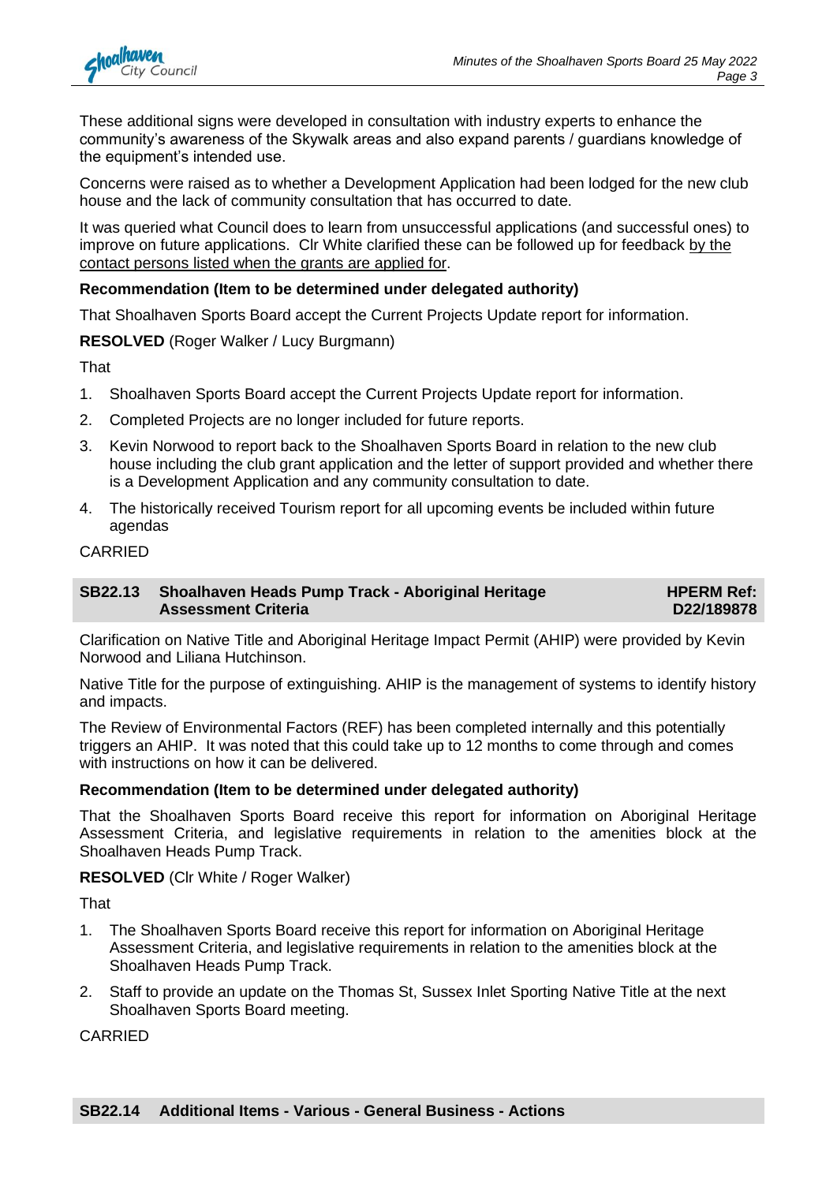These additional signs were developed in consultation with industry experts to enhance the community's awareness of the Skywalk areas and also expand parents / guardians knowledge of the equipment's intended use.

Concerns were raised as to whether a Development Application had been lodged for the new club house and the lack of community consultation that has occurred to date.

It was queried what Council does to learn from unsuccessful applications (and successful ones) to improve on future applications. Clr White clarified these can be followed up for feedback by the contact persons listed when the grants are applied for.

**Recommendation (Item to be determined under delegated authority)**

That Shoalhaven Sports Board accept the Current Projects Update report for information.

**RESOLVED** (Roger Walker / Lucy Burgmann)

That

1. Shoalhaven Sports Board accept the Current Projects Update report for information.
2. Completed Projects are no longer included for future reports.
3. Kevin Norwood to report back to the Shoalhaven Sports Board in relation to the new club house including the club grant application and the letter of support provided and whether there is a Development Application and any community consultation to date.
4. The historically received Tourism report for all upcoming events be included within future agendas

CARRIED

## SB22.13 Shoalhaven Heads Pump Track - Aboriginal Heritage Assessment Criteria — HPERM Ref: D22/189878

Clarification on Native Title and Aboriginal Heritage Impact Permit (AHIP) were provided by Kevin Norwood and Liliana Hutchinson.

Native Title for the purpose of extinguishing. AHIP is the management of systems to identify history and impacts.

The Review of Environmental Factors (REF) has been completed internally and this potentially triggers an AHIP. It was noted that this could take up to 12 months to come through and comes with instructions on how it can be delivered.

**Recommendation (Item to be determined under delegated authority)**

That the Shoalhaven Sports Board receive this report for information on Aboriginal Heritage Assessment Criteria, and legislative requirements in relation to the amenities block at the Shoalhaven Heads Pump Track.

**RESOLVED** (Clr White / Roger Walker)

That

1. The Shoalhaven Sports Board receive this report for information on Aboriginal Heritage Assessment Criteria, and legislative requirements in relation to the amenities block at the Shoalhaven Heads Pump Track.
2. Staff to provide an update on the Thomas St, Sussex Inlet Sporting Native Title at the next Shoalhaven Sports Board meeting.

CARRIED

## SB22.14 Additional Items - Various - General Business - Actions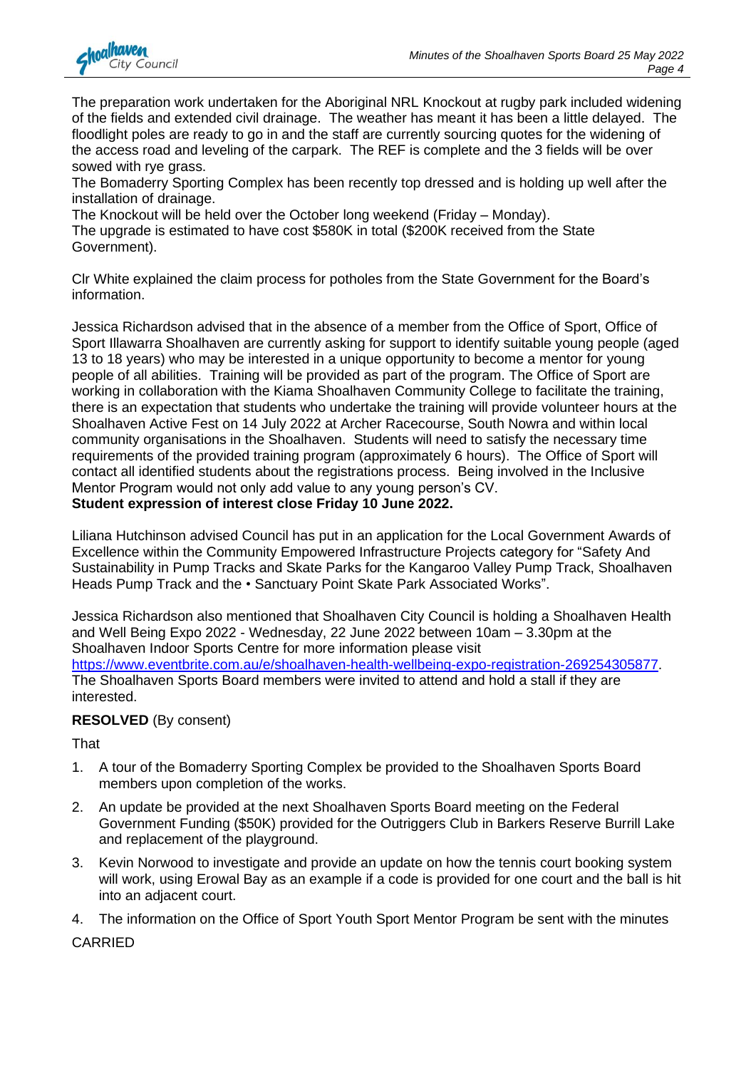The preparation work undertaken for the Aboriginal NRL Knockout at rugby park included widening of the fields and extended civil drainage. The weather has meant it has been a little delayed. The floodlight poles are ready to go in and the staff are currently sourcing quotes for the widening of the access road and leveling of the carpark. The REF is complete and the 3 fields will be over sowed with rye grass.
The Bomaderry Sporting Complex has been recently top dressed and is holding up well after the installation of drainage.
The Knockout will be held over the October long weekend (Friday – Monday).
The upgrade is estimated to have cost $580K in total ($200K received from the State Government).

Clr White explained the claim process for potholes from the State Government for the Board's information.

Jessica Richardson advised that in the absence of a member from the Office of Sport, Office of Sport Illawarra Shoalhaven are currently asking for support to identify suitable young people (aged 13 to 18 years) who may be interested in a unique opportunity to become a mentor for young people of all abilities. Training will be provided as part of the program. The Office of Sport are working in collaboration with the Kiama Shoalhaven Community College to facilitate the training, there is an expectation that students who undertake the training will provide volunteer hours at the Shoalhaven Active Fest on 14 July 2022 at Archer Racecourse, South Nowra and within local community organisations in the Shoalhaven. Students will need to satisfy the necessary time requirements of the provided training program (approximately 6 hours). The Office of Sport will contact all identified students about the registrations process. Being involved in the Inclusive Mentor Program would not only add value to any young person's CV.
**Student expression of interest close Friday 10 June 2022.**

Liliana Hutchinson advised Council has put in an application for the Local Government Awards of Excellence within the Community Empowered Infrastructure Projects category for "Safety And Sustainability in Pump Tracks and Skate Parks for the Kangaroo Valley Pump Track, Shoalhaven Heads Pump Track and the • Sanctuary Point Skate Park Associated Works".

Jessica Richardson also mentioned that Shoalhaven City Council is holding a Shoalhaven Health and Well Being Expo 2022 - Wednesday, 22 June 2022 between 10am – 3.30pm at the Shoalhaven Indoor Sports Centre for more information please visit https://www.eventbrite.com.au/e/shoalhaven-health-wellbeing-expo-registration-269254305877.
The Shoalhaven Sports Board members were invited to attend and hold a stall if they are interested.

**RESOLVED** (By consent)

That

1. A tour of the Bomaderry Sporting Complex be provided to the Shoalhaven Sports Board members upon completion of the works.
2. An update be provided at the next Shoalhaven Sports Board meeting on the Federal Government Funding ($50K) provided for the Outriggers Club in Barkers Reserve Burrill Lake and replacement of the playground.
3. Kevin Norwood to investigate and provide an update on how the tennis court booking system will work, using Erowal Bay as an example if a code is provided for one court and the ball is hit into an adjacent court.
4. The information on the Office of Sport Youth Sport Mentor Program be sent with the minutes

CARRIED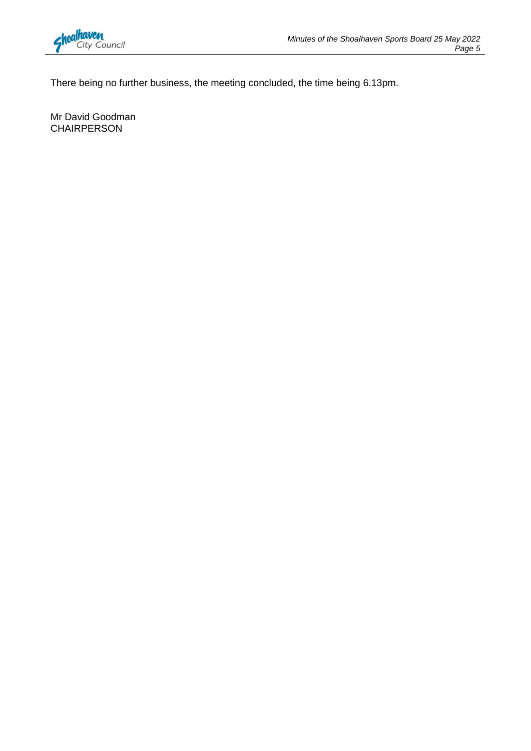There being no further business, the meeting concluded, the time being 6.13pm.

Mr David Goodman  
CHAIRPERSON